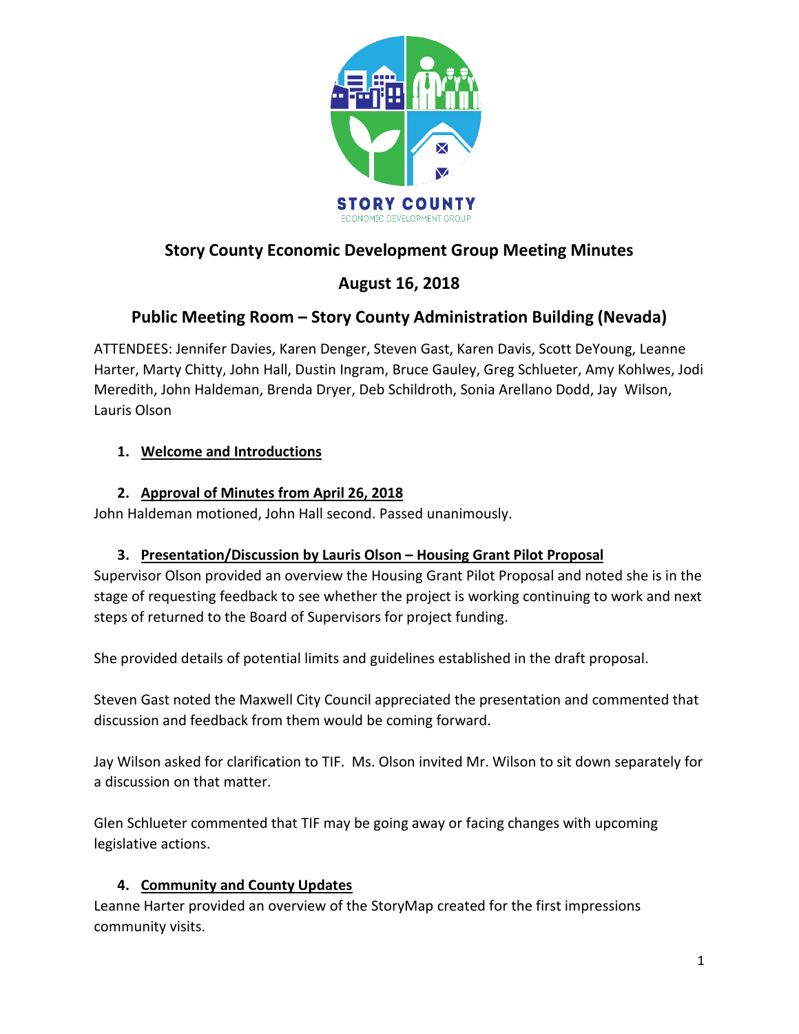STORY COUNTY

ECONOMIC DEVELOPMENT GROUP

# Story County Economic Development Group Meeting Minutes

## August 16, 2018

## Public Meeting Room – Story County Administration Building (Nevada)

ATTENDEES: Jennifer Davies, Karen Denger, Steven Gast, Karen Davis, Scott DeYoung, Leanne Harter, Marty Chitty, John Hall, Dustin Ingram, Bruce Gauley, Greg Schlueter, Amy Kohlwes, Jodi Meredith, John Haldeman, Brenda Dryer, Deb Schildroth, Sonia Arellano Dodd, Jay Wilson, Lauris Olson

1. **Welcome and Introductions**

2. **Approval of Minutes from April 26, 2018**

John Haldeman motioned, John Hall second. Passed unanimously.

3. **Presentation/Discussion by Lauris Olson – Housing Grant Pilot Proposal**

Supervisor Olson provided an overview the Housing Grant Pilot Proposal and noted she is in the stage of requesting feedback to see whether the project is working continuing to work and next steps of returned to the Board of Supervisors for project funding.

She provided details of potential limits and guidelines established in the draft proposal.

Steven Gast noted the Maxwell City Council appreciated the presentation and commented that discussion and feedback from them would be coming forward.

Jay Wilson asked for clarification to TIF. Ms. Olson invited Mr. Wilson to sit down separately for a discussion on that matter.

Glen Schlueter commented that TIF may be going away or facing changes with upcoming legislative actions.

4. **Community and County Updates**

Leanne Harter provided an overview of the StoryMap created for the first impressions community visits.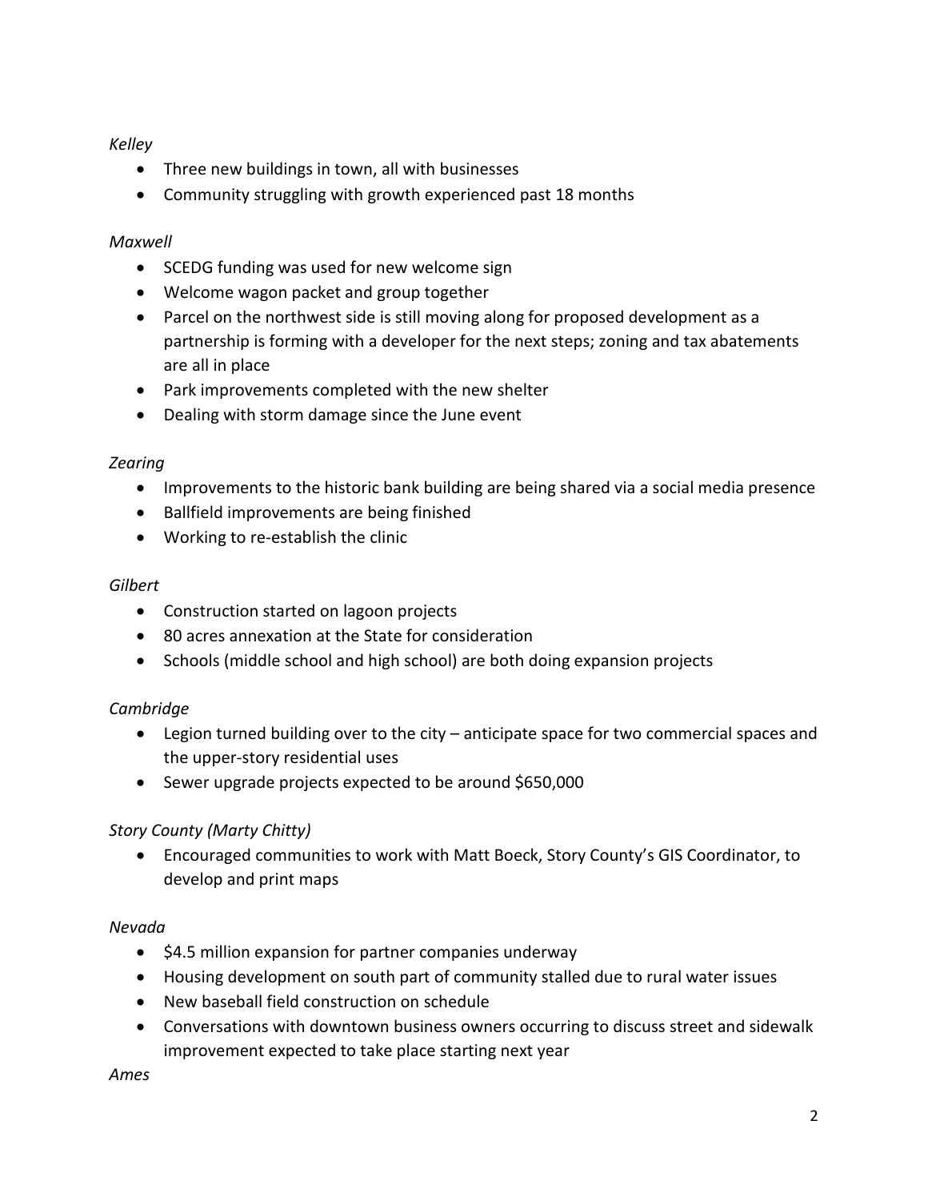*Kelley*

- Three new buildings in town, all with businesses
- Community struggling with growth experienced past 18 months

*Maxwell*

- SCEDG funding was used for new welcome sign
- Welcome wagon packet and group together
- Parcel on the northwest side is still moving along for proposed development as a partnership is forming with a developer for the next steps; zoning and tax abatements are all in place
- Park improvements completed with the new shelter
- Dealing with storm damage since the June event

*Zearing*

- Improvements to the historic bank building are being shared via a social media presence
- Ballfield improvements are being finished
- Working to re-establish the clinic

*Gilbert*

- Construction started on lagoon projects
- 80 acres annexation at the State for consideration
- Schools (middle school and high school) are both doing expansion projects

*Cambridge*

- Legion turned building over to the city – anticipate space for two commercial spaces and the upper-story residential uses
- Sewer upgrade projects expected to be around $650,000

*Story County (Marty Chitty)*

- Encouraged communities to work with Matt Boeck, Story County's GIS Coordinator, to develop and print maps

*Nevada*

- $4.5 million expansion for partner companies underway
- Housing development on south part of community stalled due to rural water issues
- New baseball field construction on schedule
- Conversations with downtown business owners occurring to discuss street and sidewalk improvement expected to take place starting next year

*Ames*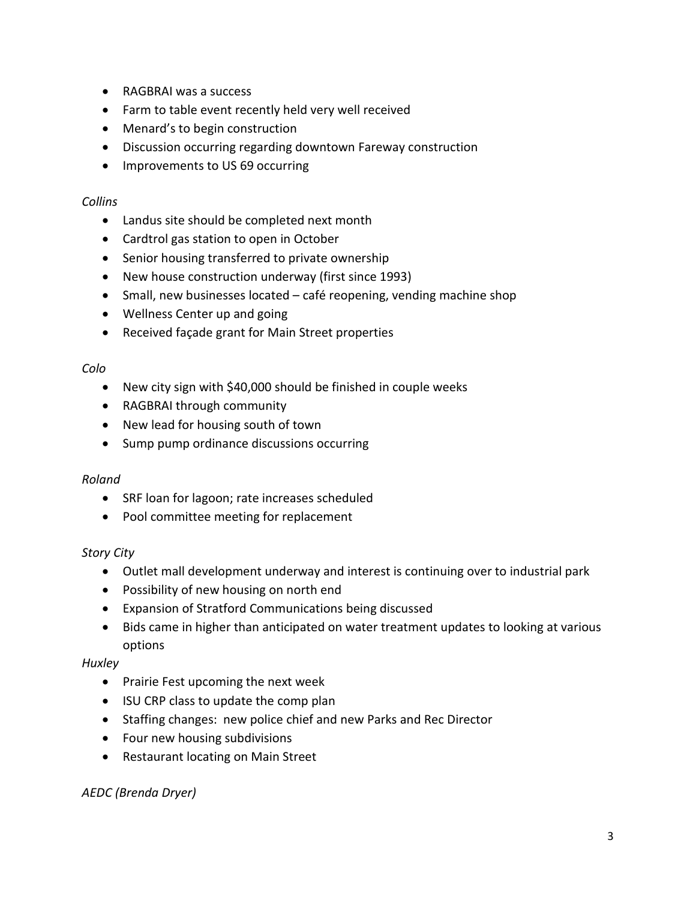- RAGBRAI was a success
- Farm to table event recently held very well received
- Menard's to begin construction
- Discussion occurring regarding downtown Fareway construction
- Improvements to US 69 occurring

*Collins*

- Landus site should be completed next month
- Cardtrol gas station to open in October
- Senior housing transferred to private ownership
- New house construction underway (first since 1993)
- Small, new businesses located – café reopening, vending machine shop
- Wellness Center up and going
- Received façade grant for Main Street properties

*Colo*

- New city sign with $40,000 should be finished in couple weeks
- RAGBRAI through community
- New lead for housing south of town
- Sump pump ordinance discussions occurring

*Roland*

- SRF loan for lagoon; rate increases scheduled
- Pool committee meeting for replacement

*Story City*

- Outlet mall development underway and interest is continuing over to industrial park
- Possibility of new housing on north end
- Expansion of Stratford Communications being discussed
- Bids came in higher than anticipated on water treatment updates to looking at various options

*Huxley*

- Prairie Fest upcoming the next week
- ISU CRP class to update the comp plan
- Staffing changes: new police chief and new Parks and Rec Director
- Four new housing subdivisions
- Restaurant locating on Main Street

*AEDC (Brenda Dryer)*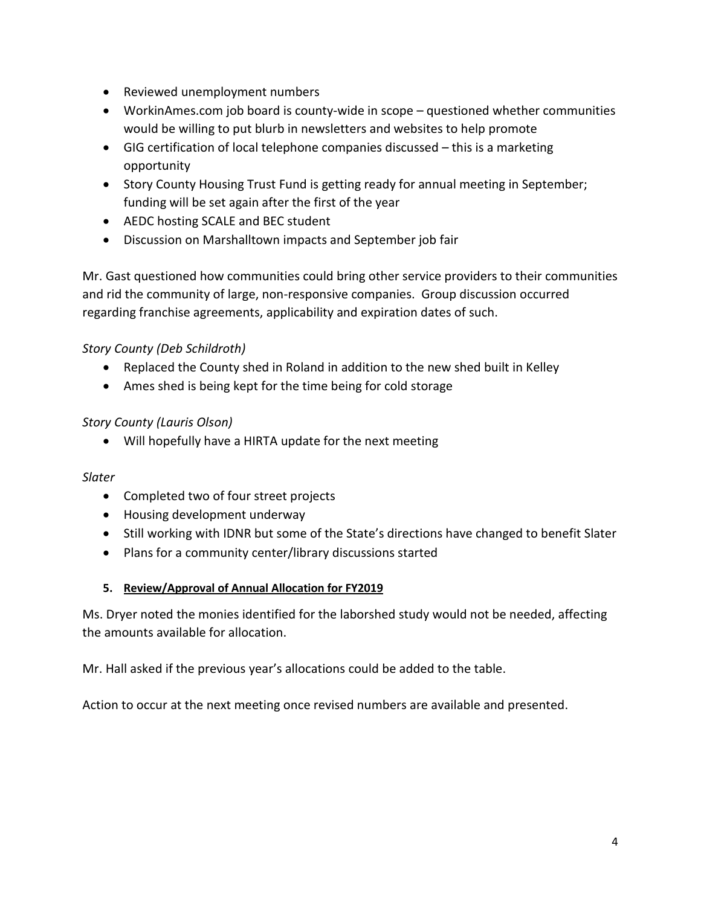- Reviewed unemployment numbers
- WorkinAmes.com job board is county-wide in scope – questioned whether communities would be willing to put blurb in newsletters and websites to help promote
- GIG certification of local telephone companies discussed – this is a marketing opportunity
- Story County Housing Trust Fund is getting ready for annual meeting in September; funding will be set again after the first of the year
- AEDC hosting SCALE and BEC student
- Discussion on Marshalltown impacts and September job fair

Mr. Gast questioned how communities could bring other service providers to their communities and rid the community of large, non-responsive companies. Group discussion occurred regarding franchise agreements, applicability and expiration dates of such.

*Story County (Deb Schildroth)*

- Replaced the County shed in Roland in addition to the new shed built in Kelley
- Ames shed is being kept for the time being for cold storage

*Story County (Lauris Olson)*

- Will hopefully have a HIRTA update for the next meeting

*Slater*

- Completed two of four street projects
- Housing development underway
- Still working with IDNR but some of the State's directions have changed to benefit Slater
- Plans for a community center/library discussions started

**5. <u>Review/Approval of Annual Allocation for FY2019</u>**

Ms. Dryer noted the monies identified for the laborshed study would not be needed, affecting the amounts available for allocation.

Mr. Hall asked if the previous year's allocations could be added to the table.

Action to occur at the next meeting once revised numbers are available and presented.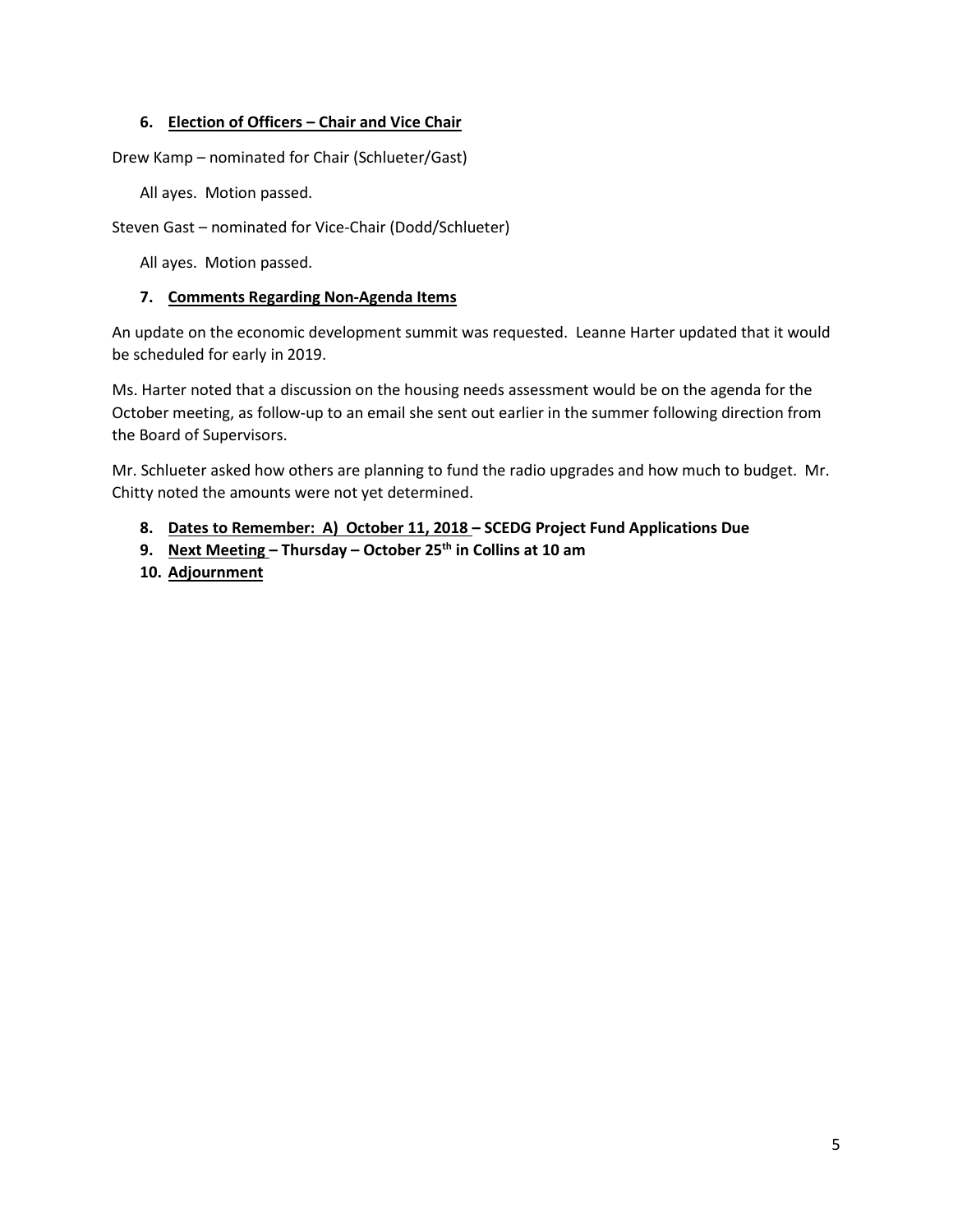6. **Election of Officers – Chair and Vice Chair**

Drew Kamp – nominated for Chair (Schlueter/Gast)

All ayes. Motion passed.

Steven Gast – nominated for Vice-Chair (Dodd/Schlueter)

All ayes. Motion passed.

7. **Comments Regarding Non-Agenda Items**

An update on the economic development summit was requested. Leanne Harter updated that it would be scheduled for early in 2019.

Ms. Harter noted that a discussion on the housing needs assessment would be on the agenda for the October meeting, as follow-up to an email she sent out earlier in the summer following direction from the Board of Supervisors.

Mr. Schlueter asked how others are planning to fund the radio upgrades and how much to budget. Mr. Chitty noted the amounts were not yet determined.

8. **Dates to Remember: A) October 11, 2018 – SCEDG Project Fund Applications Due**
9. **Next Meeting – Thursday – October 25th in Collins at 10 am**
10. **Adjournment**